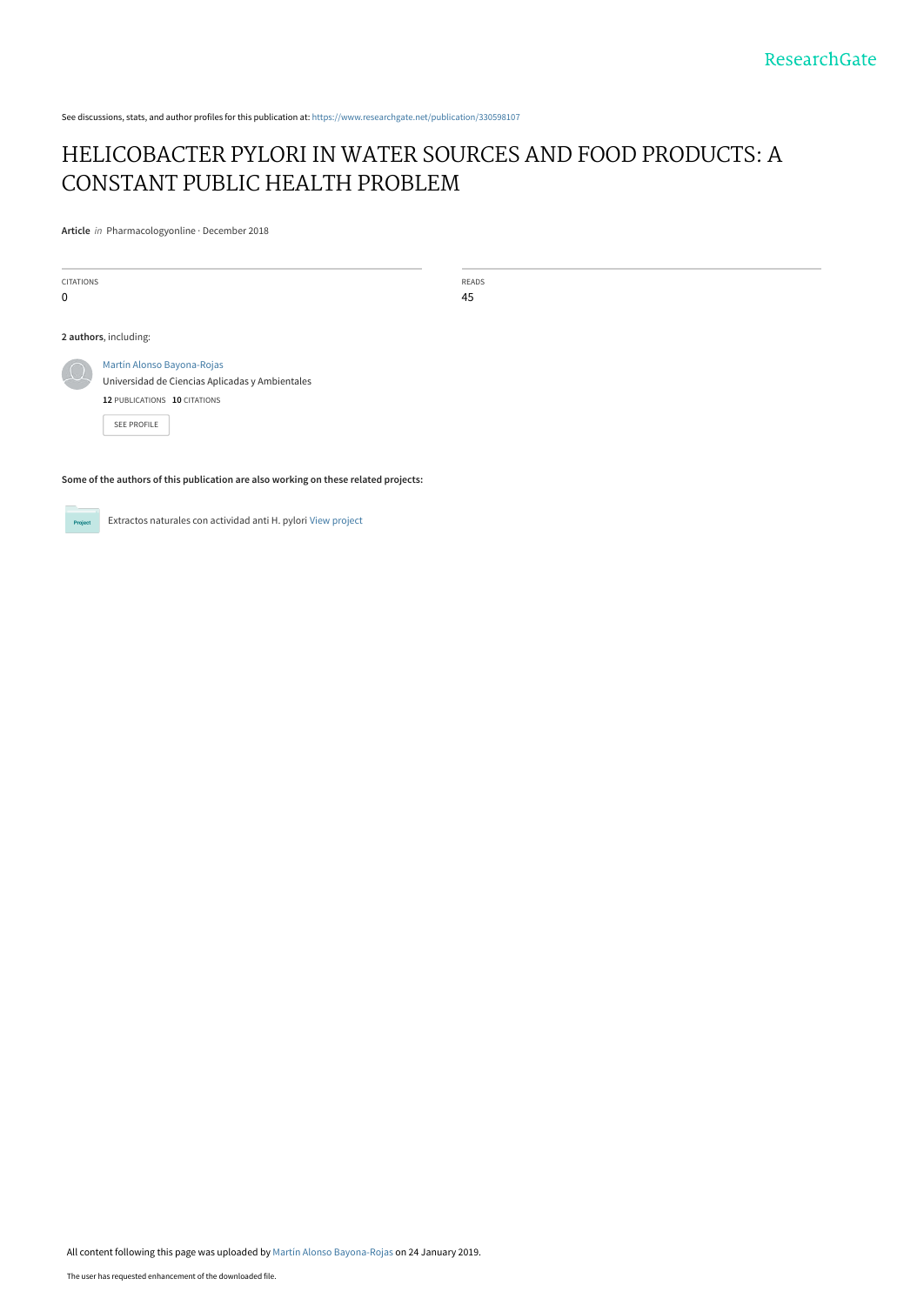See discussions, stats, and author profiles for this publication at: https://www.researchgate.net/publication/330598107

# HELICOBACTER PYLORI IN WATER SOURCES AND FOOD PRODUCTS: A CONSTANT PUBLIC HEALTH PROBLEM

**Article** *in* Pharmacologyonline · December 2018

| CITATIONS | READS |
|---|---|
| 0 | 45 |

**2 authors**, including:

Martin Alonso Bayona-Rojas
Universidad de Ciencias Aplicadas y Ambientales
**12** PUBLICATIONS **10** CITATIONS

SEE PROFILE

**Some of the authors of this publication are also working on these related projects:**

Extractos naturales con actividad anti H. pylori View project

All content following this page was uploaded by Martin Alonso Bayona-Rojas on 24 January 2019.

The user has requested enhancement of the downloaded file.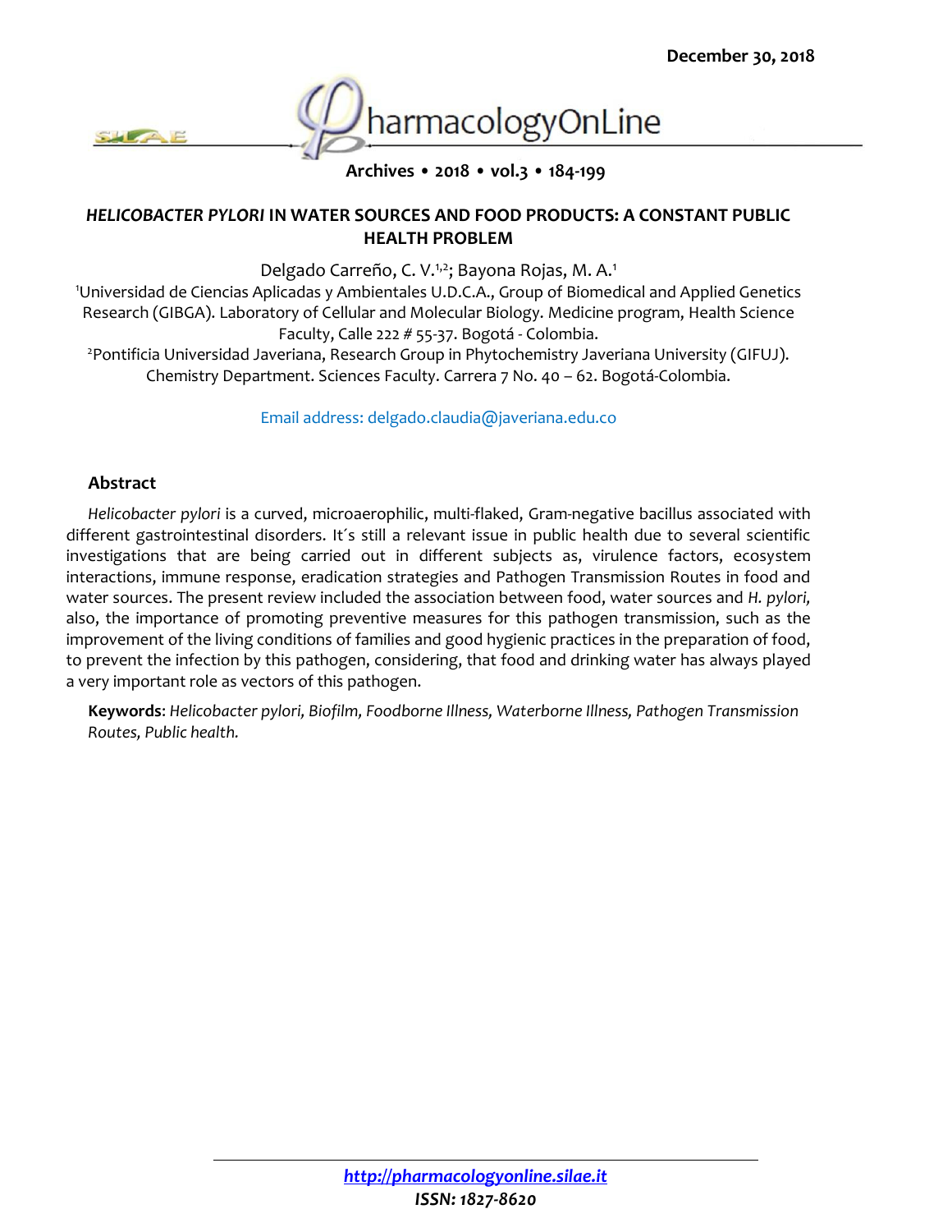# *HELICOBACTER PYLORI* IN WATER SOURCES AND FOOD PRODUCTS: A CONSTANT PUBLIC HEALTH PROBLEM

Delgado Carreño, C. V.[1,2]; Bayona Rojas, M. A.[1]

[1]Universidad de Ciencias Aplicadas y Ambientales U.D.C.A., Group of Biomedical and Applied Genetics Research (GIBGA). Laboratory of Cellular and Molecular Biology. Medicine program, Health Science Faculty, Calle 222 # 55-37. Bogotá - Colombia.

[2]Pontificia Universidad Javeriana, Research Group in Phytochemistry Javeriana University (GIFUJ). Chemistry Department. Sciences Faculty. Carrera 7 No. 40 – 62. Bogotá-Colombia.

Email address: delgado.claudia@javeriana.edu.co

## Abstract

*Helicobacter pylori* is a curved, microaerophilic, multi-flaked, Gram-negative bacillus associated with different gastrointestinal disorders. It´s still a relevant issue in public health due to several scientific investigations that are being carried out in different subjects as, virulence factors, ecosystem interactions, immune response, eradication strategies and Pathogen Transmission Routes in food and water sources. The present review included the association between food, water sources and *H. pylori,* also, the importance of promoting preventive measures for this pathogen transmission, such as the improvement of the living conditions of families and good hygienic practices in the preparation of food, to prevent the infection by this pathogen, considering, that food and drinking water has always played a very important role as vectors of this pathogen.

**Keywords**: *Helicobacter pylori, Biofilm, Foodborne Illness, Waterborne Illness, Pathogen Transmission Routes, Public health.*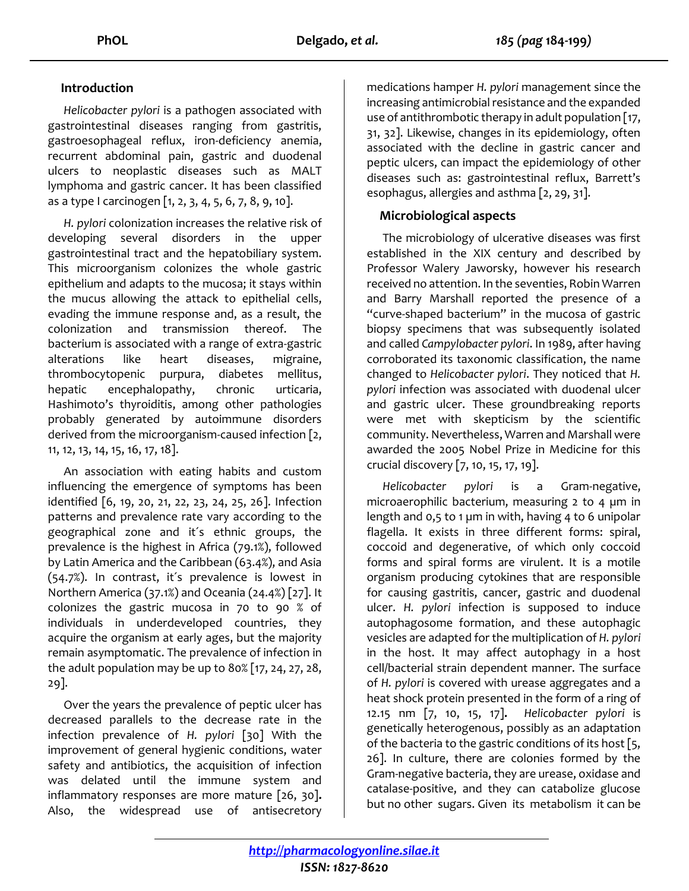## Introduction

*Helicobacter pylori* is a pathogen associated with gastrointestinal diseases ranging from gastritis, gastroesophageal reflux, iron-deficiency anemia, recurrent abdominal pain, gastric and duodenal ulcers to neoplastic diseases such as MALT lymphoma and gastric cancer. It has been classified as a type I carcinogen [1, 2, 3, 4, 5, 6, 7, 8, 9, 10].

*H. pylori* colonization increases the relative risk of developing several disorders in the upper gastrointestinal tract and the hepatobiliary system. This microorganism colonizes the whole gastric epithelium and adapts to the mucosa; it stays within the mucus allowing the attack to epithelial cells, evading the immune response and, as a result, the colonization and transmission thereof. The bacterium is associated with a range of extra-gastric alterations like heart diseases, migraine, thrombocytopenic purpura, diabetes mellitus, hepatic encephalopathy, chronic urticaria, Hashimoto's thyroiditis, among other pathologies probably generated by autoimmune disorders derived from the microorganism-caused infection [2, 11, 12, 13, 14, 15, 16, 17, 18].

An association with eating habits and custom influencing the emergence of symptoms has been identified [6, 19, 20, 21, 22, 23, 24, 25, 26]. Infection patterns and prevalence rate vary according to the geographical zone and it´s ethnic groups, the prevalence is the highest in Africa (79.1%), followed by Latin America and the Caribbean (63.4%), and Asia (54.7%). In contrast, it´s prevalence is lowest in Northern America (37.1%) and Oceania (24.4%) [27]. It colonizes the gastric mucosa in 70 to 90 % of individuals in underdeveloped countries, they acquire the organism at early ages, but the majority remain asymptomatic. The prevalence of infection in the adult population may be up to 80% [17, 24, 27, 28, 29].

Over the years the prevalence of peptic ulcer has decreased parallels to the decrease rate in the infection prevalence of *H. pylori* [30] With the improvement of general hygienic conditions, water safety and antibiotics, the acquisition of infection was delated until the immune system and inflammatory responses are more mature [26, 30]. Also, the widespread use of antisecretory medications hamper *H. pylori* management since the increasing antimicrobial resistance and the expanded use of antithrombotic therapy in adult population [17, 31, 32]. Likewise, changes in its epidemiology, often associated with the decline in gastric cancer and peptic ulcers, can impact the epidemiology of other diseases such as: gastrointestinal reflux, Barrett's esophagus, allergies and asthma [2, 29, 31].

## Microbiological aspects

The microbiology of ulcerative diseases was first established in the XIX century and described by Professor Walery Jaworsky, however his research received no attention. In the seventies, Robin Warren and Barry Marshall reported the presence of a "curve-shaped bacterium" in the mucosa of gastric biopsy specimens that was subsequently isolated and called *Campylobacter pylori*. In 1989, after having corroborated its taxonomic classification, the name changed to *Helicobacter pylori*. They noticed that *H. pylori* infection was associated with duodenal ulcer and gastric ulcer. These groundbreaking reports were met with skepticism by the scientific community. Nevertheless, Warren and Marshall were awarded the 2005 Nobel Prize in Medicine for this crucial discovery [7, 10, 15, 17, 19].

*Helicobacter pylori* is a Gram-negative, microaerophilic bacterium, measuring 2 to 4 µm in length and 0,5 to 1 µm in with, having 4 to 6 unipolar flagella. It exists in three different forms: spiral, coccoid and degenerative, of which only coccoid forms and spiral forms are virulent. It is a motile organism producing cytokines that are responsible for causing gastritis, cancer, gastric and duodenal ulcer. *H. pylori* infection is supposed to induce autophagosome formation, and these autophagic vesicles are adapted for the multiplication of *H. pylori* in the host. It may affect autophagy in a host cell/bacterial strain dependent manner. The surface of *H. pylori* is covered with urease aggregates and a heat shock protein presented in the form of a ring of 12.15 nm [7, 10, 15, 17]. *Helicobacter pylori* is genetically heterogenous, possibly as an adaptation of the bacteria to the gastric conditions of its host [5, 26]. In culture, there are colonies formed by the Gram-negative bacteria, they are urease, oxidase and catalase-positive, and they can catabolize glucose but no other sugars. Given its metabolism it can be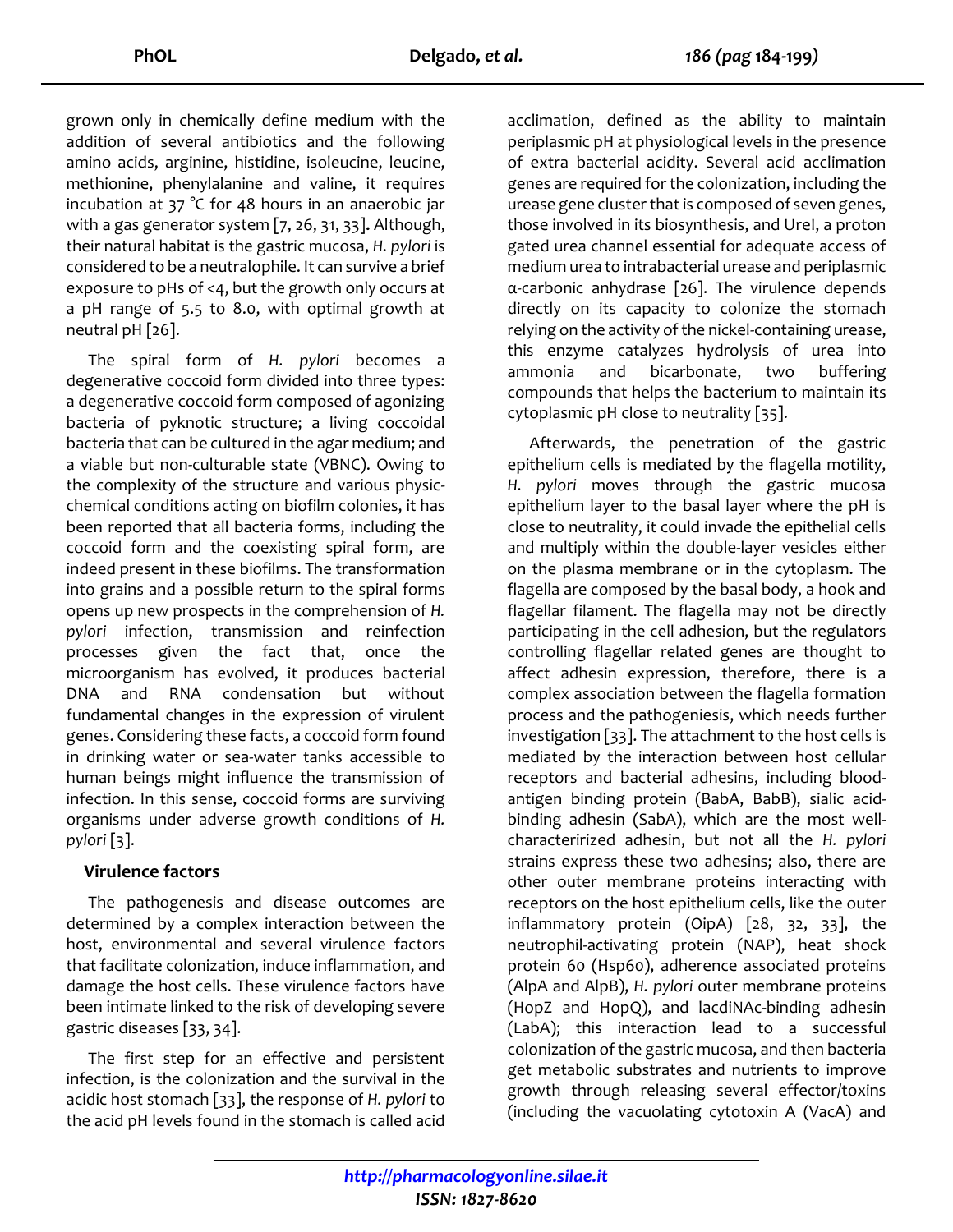grown only in chemically define medium with the addition of several antibiotics and the following amino acids, arginine, histidine, isoleucine, leucine, methionine, phenylalanine and valine, it requires incubation at 37 °C for 48 hours in an anaerobic jar with a gas generator system [7, 26, 31, 33]. Although, their natural habitat is the gastric mucosa, *H. pylori* is considered to be a neutralophile. It can survive a brief exposure to pHs of <4, but the growth only occurs at a pH range of 5.5 to 8.0, with optimal growth at neutral pH [26].

The spiral form of *H. pylori* becomes a degenerative coccoid form divided into three types: a degenerative coccoid form composed of agonizing bacteria of pyknotic structure; a living coccoidal bacteria that can be cultured in the agar medium; and a viable but non-culturable state (VBNC). Owing to the complexity of the structure and various physic-chemical conditions acting on biofilm colonies, it has been reported that all bacteria forms, including the coccoid form and the coexisting spiral form, are indeed present in these biofilms. The transformation into grains and a possible return to the spiral forms opens up new prospects in the comprehension of *H. pylori* infection, transmission and reinfection processes given the fact that, once the microorganism has evolved, it produces bacterial DNA and RNA condensation but without fundamental changes in the expression of virulent genes. Considering these facts, a coccoid form found in drinking water or sea-water tanks accessible to human beings might influence the transmission of infection. In this sense, coccoid forms are surviving organisms under adverse growth conditions of *H. pylori* [3].

## Virulence factors

The pathogenesis and disease outcomes are determined by a complex interaction between the host, environmental and several virulence factors that facilitate colonization, induce inflammation, and damage the host cells. These virulence factors have been intimate linked to the risk of developing severe gastric diseases [33, 34].

The first step for an effective and persistent infection, is the colonization and the survival in the acidic host stomach [33], the response of *H. pylori* to the acid pH levels found in the stomach is called acid acclimation, defined as the ability to maintain periplasmic pH at physiological levels in the presence of extra bacterial acidity. Several acid acclimation genes are required for the colonization, including the urease gene cluster that is composed of seven genes, those involved in its biosynthesis, and UreI, a proton gated urea channel essential for adequate access of medium urea to intrabacterial urease and periplasmic α-carbonic anhydrase [26]. The virulence depends directly on its capacity to colonize the stomach relying on the activity of the nickel-containing urease, this enzyme catalyzes hydrolysis of urea into ammonia and bicarbonate, two buffering compounds that helps the bacterium to maintain its cytoplasmic pH close to neutrality [35].

Afterwards, the penetration of the gastric epithelium cells is mediated by the flagella motility, *H. pylori* moves through the gastric mucosa epithelium layer to the basal layer where the pH is close to neutrality, it could invade the epithelial cells and multiply within the double-layer vesicles either on the plasma membrane or in the cytoplasm. The flagella are composed by the basal body, a hook and flagellar filament. The flagella may not be directly participating in the cell adhesion, but the regulators controlling flagellar related genes are thought to affect adhesin expression, therefore, there is a complex association between the flagella formation process and the pathogeniesis, which needs further investigation [33]. The attachment to the host cells is mediated by the interaction between host cellular receptors and bacterial adhesins, including blood-antigen binding protein (BabA, BabB), sialic acid-binding adhesin (SabA), which are the most well-characterirized adhesin, but not all the *H. pylori* strains express these two adhesins; also, there are other outer membrane proteins interacting with receptors on the host epithelium cells, like the outer inflammatory protein (OipA) [28, 32, 33], the neutrophil-activating protein (NAP), heat shock protein 60 (Hsp60), adherence associated proteins (AlpA and AlpB), *H. pylori* outer membrane proteins (HopZ and HopQ), and lacdiNAc-binding adhesin (LabA); this interaction lead to a successful colonization of the gastric mucosa, and then bacteria get metabolic substrates and nutrients to improve growth through releasing several effector/toxins (including the vacuolating cytotoxin A (VacA) and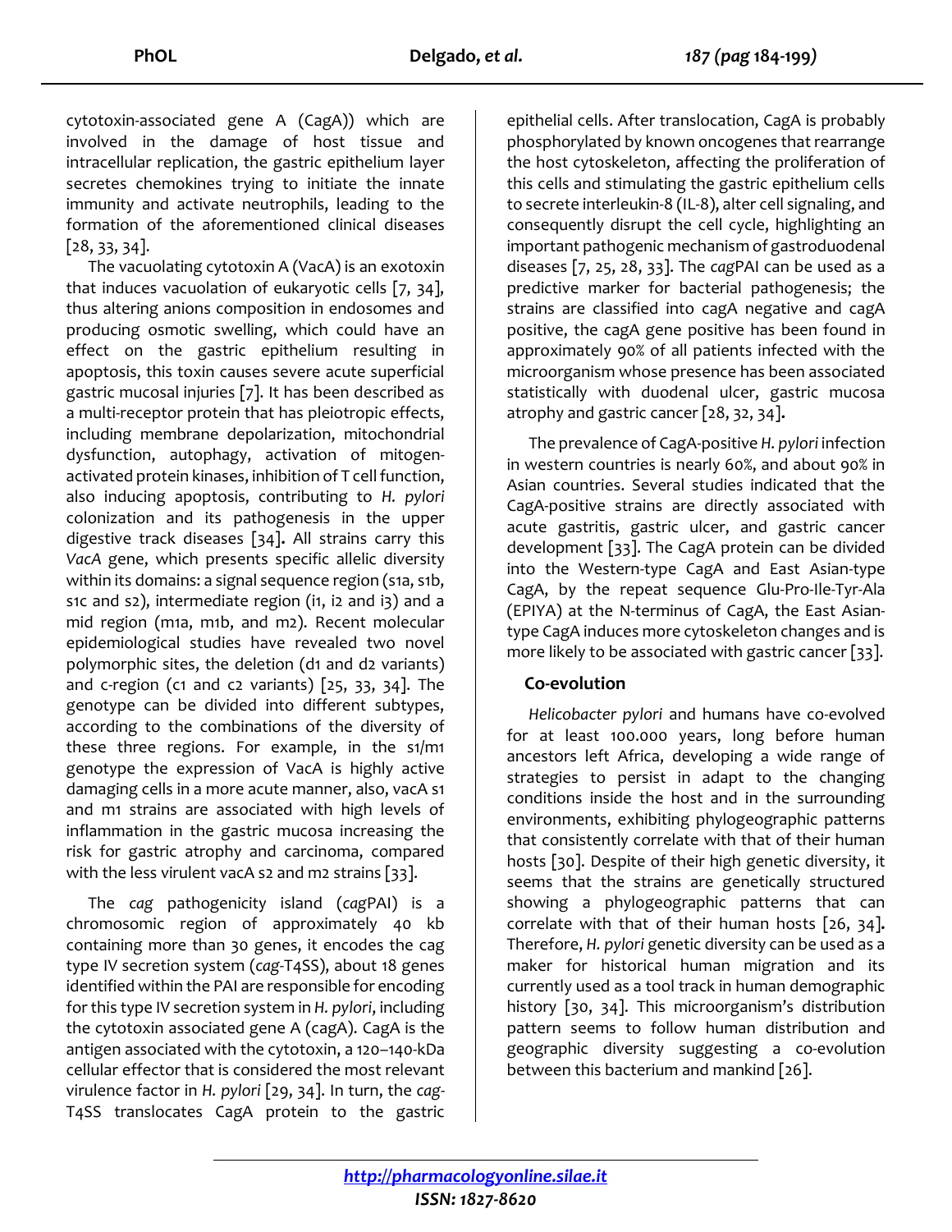cytotoxin-associated gene A (CagA)) which are involved in the damage of host tissue and intracellular replication, the gastric epithelium layer secretes chemokines trying to initiate the innate immunity and activate neutrophils, leading to the formation of the aforementioned clinical diseases [28, 33, 34].

The vacuolating cytotoxin A (VacA) is an exotoxin that induces vacuolation of eukaryotic cells [7, 34], thus altering anions composition in endosomes and producing osmotic swelling, which could have an effect on the gastric epithelium resulting in apoptosis, this toxin causes severe acute superficial gastric mucosal injuries [7]. It has been described as a multi-receptor protein that has pleiotropic effects, including membrane depolarization, mitochondrial dysfunction, autophagy, activation of mitogen-activated protein kinases, inhibition of T cell function, also inducing apoptosis, contributing to *H. pylori* colonization and its pathogenesis in the upper digestive track diseases [34]. All strains carry this *VacA* gene, which presents specific allelic diversity within its domains: a signal sequence region (s1a, s1b, s1c and s2), intermediate region (i1, i2 and i3) and a mid region (m1a, m1b, and m2). Recent molecular epidemiological studies have revealed two novel polymorphic sites, the deletion (d1 and d2 variants) and c-region (c1 and c2 variants) [25, 33, 34]. The genotype can be divided into different subtypes, according to the combinations of the diversity of these three regions. For example, in the s1/m1 genotype the expression of VacA is highly active damaging cells in a more acute manner, also, vacA s1 and m1 strains are associated with high levels of inflammation in the gastric mucosa increasing the risk for gastric atrophy and carcinoma, compared with the less virulent vacA s2 and m2 strains [33].

The *cag* pathogenicity island (*cag*PAI) is a chromosomic region of approximately 40 kb containing more than 30 genes, it encodes the cag type IV secretion system (*cag*-T4SS), about 18 genes identified within the PAI are responsible for encoding for this type IV secretion system in *H. pylori*, including the cytotoxin associated gene A (cagA). CagA is the antigen associated with the cytotoxin, a 120–140-kDa cellular effector that is considered the most relevant virulence factor in *H. pylori* [29, 34]. In turn, the *cag*-T4SS translocates CagA protein to the gastric epithelial cells. After translocation, CagA is probably phosphorylated by known oncogenes that rearrange the host cytoskeleton, affecting the proliferation of this cells and stimulating the gastric epithelium cells to secrete interleukin-8 (IL-8), alter cell signaling, and consequently disrupt the cell cycle, highlighting an important pathogenic mechanism of gastroduodenal diseases [7, 25, 28, 33]. The *cag*PAI can be used as a predictive marker for bacterial pathogenesis; the strains are classified into cagA negative and cagA positive, the cagA gene positive has been found in approximately 90% of all patients infected with the microorganism whose presence has been associated statistically with duodenal ulcer, gastric mucosa atrophy and gastric cancer [28, 32, 34].

The prevalence of CagA-positive *H. pylori* infection in western countries is nearly 60%, and about 90% in Asian countries. Several studies indicated that the CagA-positive strains are directly associated with acute gastritis, gastric ulcer, and gastric cancer development [33]. The CagA protein can be divided into the Western-type CagA and East Asian-type CagA, by the repeat sequence Glu-Pro-Ile-Tyr-Ala (EPIYA) at the N-terminus of CagA, the East Asian-type CagA induces more cytoskeleton changes and is more likely to be associated with gastric cancer [33].

## Co-evolution

*Helicobacter pylori* and humans have co-evolved for at least 100.000 years, long before human ancestors left Africa, developing a wide range of strategies to persist in adapt to the changing conditions inside the host and in the surrounding environments, exhibiting phylogeographic patterns that consistently correlate with that of their human hosts [30]. Despite of their high genetic diversity, it seems that the strains are genetically structured showing a phylogeographic patterns that can correlate with that of their human hosts [26, 34]. Therefore, *H. pylori* genetic diversity can be used as a maker for historical human migration and its currently used as a tool track in human demographic history [30, 34]. This microorganism's distribution pattern seems to follow human distribution and geographic diversity suggesting a co-evolution between this bacterium and mankind [26].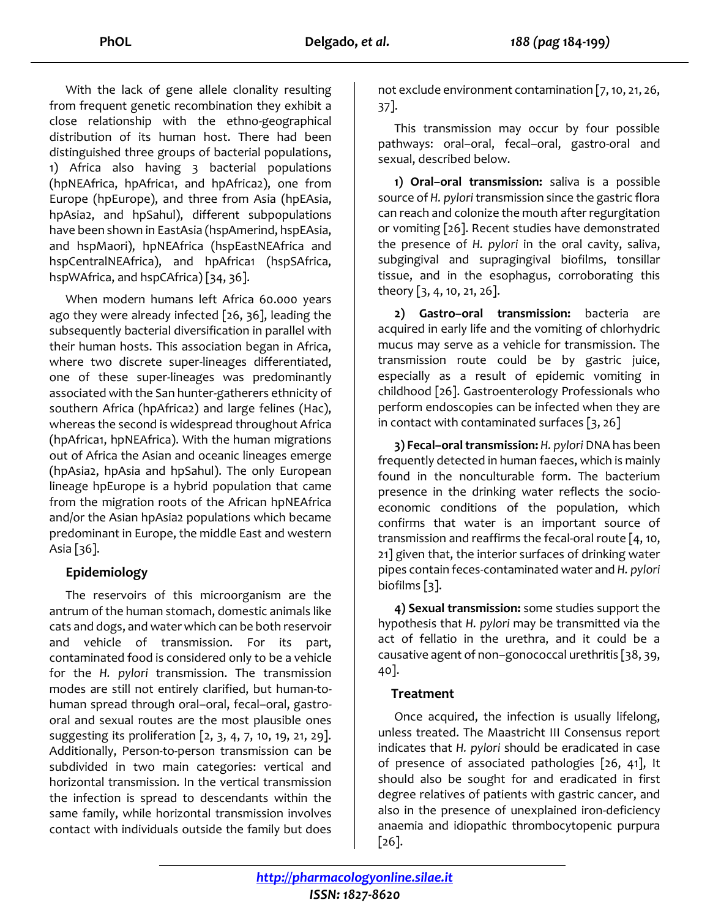With the lack of gene allele clonality resulting from frequent genetic recombination they exhibit a close relationship with the ethno-geographical distribution of its human host. There had been distinguished three groups of bacterial populations, 1) Africa also having 3 bacterial populations (hpNEAfrica, hpAfrica1, and hpAfrica2), one from Europe (hpEurope), and three from Asia (hpEAsia, hpAsia2, and hpSahul), different subpopulations have been shown in EastAsia (hspAmerind, hspEAsia, and hspMaori), hpNEAfrica (hspEastNEAfrica and hspCentralNEAfrica), and hpAfrica1 (hspSAfrica, hspWAfrica, and hspCAfrica) [34, 36].

When modern humans left Africa 60.000 years ago they were already infected [26, 36], leading the subsequently bacterial diversification in parallel with their human hosts. This association began in Africa, where two discrete super-lineages differentiated, one of these super-lineages was predominantly associated with the San hunter-gatherers ethnicity of southern Africa (hpAfrica2) and large felines (Hac), whereas the second is widespread throughout Africa (hpAfrica1, hpNEAfrica). With the human migrations out of Africa the Asian and oceanic lineages emerge (hpAsia2, hpAsia and hpSahul). The only European lineage hpEurope is a hybrid population that came from the migration roots of the African hpNEAfrica and/or the Asian hpAsia2 populations which became predominant in Europe, the middle East and western Asia [36].

## Epidemiology

The reservoirs of this microorganism are the antrum of the human stomach, domestic animals like cats and dogs, and water which can be both reservoir and vehicle of transmission. For its part, contaminated food is considered only to be a vehicle for the *H. pylori* transmission. The transmission modes are still not entirely clarified, but human-to-human spread through oral–oral, fecal–oral, gastro-oral and sexual routes are the most plausible ones suggesting its proliferation [2, 3, 4, 7, 10, 19, 21, 29]. Additionally, Person-to-person transmission can be subdivided in two main categories: vertical and horizontal transmission. In the vertical transmission the infection is spread to descendants within the same family, while horizontal transmission involves contact with individuals outside the family but does not exclude environment contamination [7, 10, 21, 26, 37].

This transmission may occur by four possible pathways: oral–oral, fecal–oral, gastro-oral and sexual, described below.

**1) Oral–oral transmission:** saliva is a possible source of *H. pylori* transmission since the gastric flora can reach and colonize the mouth after regurgitation or vomiting [26]. Recent studies have demonstrated the presence of *H. pylori* in the oral cavity, saliva, subgingival and supragingival biofilms, tonsillar tissue, and in the esophagus, corroborating this theory [3, 4, 10, 21, 26].

**2) Gastro–oral transmission:** bacteria are acquired in early life and the vomiting of chlorhydric mucus may serve as a vehicle for transmission. The transmission route could be by gastric juice, especially as a result of epidemic vomiting in childhood [26]. Gastroenterology Professionals who perform endoscopies can be infected when they are in contact with contaminated surfaces [3, 26]

**3) Fecal–oral transmission:** *H. pylori* DNA has been frequently detected in human faeces, which is mainly found in the nonculturable form. The bacterium presence in the drinking water reflects the socio-economic conditions of the population, which confirms that water is an important source of transmission and reaffirms the fecal-oral route [4, 10, 21] given that, the interior surfaces of drinking water pipes contain feces-contaminated water and *H. pylori* biofilms [3].

**4) Sexual transmission:** some studies support the hypothesis that *H. pylori* may be transmitted via the act of fellatio in the urethra, and it could be a causative agent of non–gonococcal urethritis [38, 39, 40].

## Treatment

Once acquired, the infection is usually lifelong, unless treated. The Maastricht III Consensus report indicates that *H. pylori* should be eradicated in case of presence of associated pathologies [26, 41], It should also be sought for and eradicated in first degree relatives of patients with gastric cancer, and also in the presence of unexplained iron-deficiency anaemia and idiopathic thrombocytopenic purpura [26].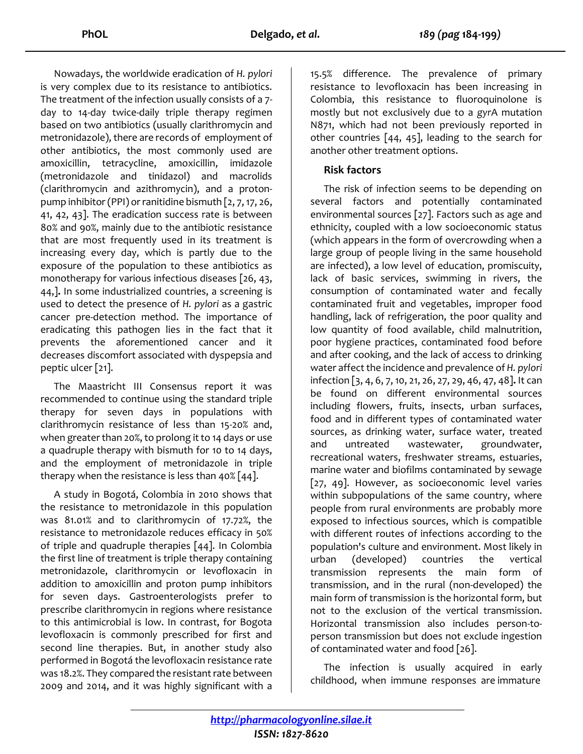Nowadays, the worldwide eradication of *H. pylori* is very complex due to its resistance to antibiotics. The treatment of the infection usually consists of a 7-day to 14-day twice-daily triple therapy regimen based on two antibiotics (usually clarithromycin and metronidazole), there are records of employment of other antibiotics, the most commonly used are amoxicillin, tetracycline, amoxicillin, imidazole (metronidazole and tinidazol) and macrolids (clarithromycin and azithromycin), and a proton-pump inhibitor (PPI) or ranitidine bismuth [2, 7, 17, 26, 41, 42, 43]. The eradication success rate is between 80% and 90%, mainly due to the antibiotic resistance that are most frequently used in its treatment is increasing every day, which is partly due to the exposure of the population to these antibiotics as monotherapy for various infectious diseases [26, 43, 44,]**.** In some industrialized countries, a screening is used to detect the presence of *H. pylori* as a gastric cancer pre-detection method. The importance of eradicating this pathogen lies in the fact that it prevents the aforementioned cancer and it decreases discomfort associated with dyspepsia and peptic ulcer [21].

The Maastricht III Consensus report it was recommended to continue using the standard triple therapy for seven days in populations with clarithromycin resistance of less than 15-20% and, when greater than 20%, to prolong it to 14 days or use a quadruple therapy with bismuth for 10 to 14 days, and the employment of metronidazole in triple therapy when the resistance is less than 40% [44].

A study in Bogotá, Colombia in 2010 shows that the resistance to metronidazole in this population was 81.01% and to clarithromycin of 17.72%, the resistance to metronidazole reduces efficacy in 50% of triple and quadruple therapies [44]. In Colombia the first line of treatment is triple therapy containing metronidazole, clarithromycin or levofloxacin in addition to amoxicillin and proton pump inhibitors for seven days. Gastroenterologists prefer to prescribe clarithromycin in regions where resistance to this antimicrobial is low. In contrast, for Bogota levofloxacin is commonly prescribed for first and second line therapies. But, in another study also performed in Bogotá the levofloxacin resistance rate was 18.2%. They compared the resistant rate between 2009 and 2014, and it was highly significant with a 15.5% difference. The prevalence of primary resistance to levofloxacin has been increasing in Colombia, this resistance to fluoroquinolone is mostly but not exclusively due to a *gyr*A mutation N871, which had not been previously reported in other countries [44, 45], leading to the search for another other treatment options.

## Risk factors

The risk of infection seems to be depending on several factors and potentially contaminated environmental sources [27]. Factors such as age and ethnicity, coupled with a low socioeconomic status (which appears in the form of overcrowding when a large group of people living in the same household are infected), a low level of education, promiscuity, lack of basic services, swimming in rivers, the consumption of contaminated water and fecally contaminated fruit and vegetables, improper food handling, lack of refrigeration, the poor quality and low quantity of food available, child malnutrition, poor hygiene practices, contaminated food before and after cooking, and the lack of access to drinking water affect the incidence and prevalence of *H. pylori* infection [3, 4, 6, 7, 10, 21, 26, 27, 29, 46, 47, 48]**.** It can be found on different environmental sources including flowers, fruits, insects, urban surfaces, food and in different types of contaminated water sources, as drinking water, surface water, treated and untreated wastewater, groundwater, recreational waters, freshwater streams, estuaries, marine water and biofilms contaminated by sewage [27, 49]. However, as socioeconomic level varies within subpopulations of the same country, where people from rural environments are probably more exposed to infectious sources, which is compatible with different routes of infections according to the population's culture and environment. Most likely in urban (developed) countries the vertical transmission represents the main form of transmission, and in the rural (non-developed) the main form of transmission is the horizontal form, but not to the exclusion of the vertical transmission. Horizontal transmission also includes person-to-person transmission but does not exclude ingestion of contaminated water and food [26].

The infection is usually acquired in early childhood, when immune responses are immature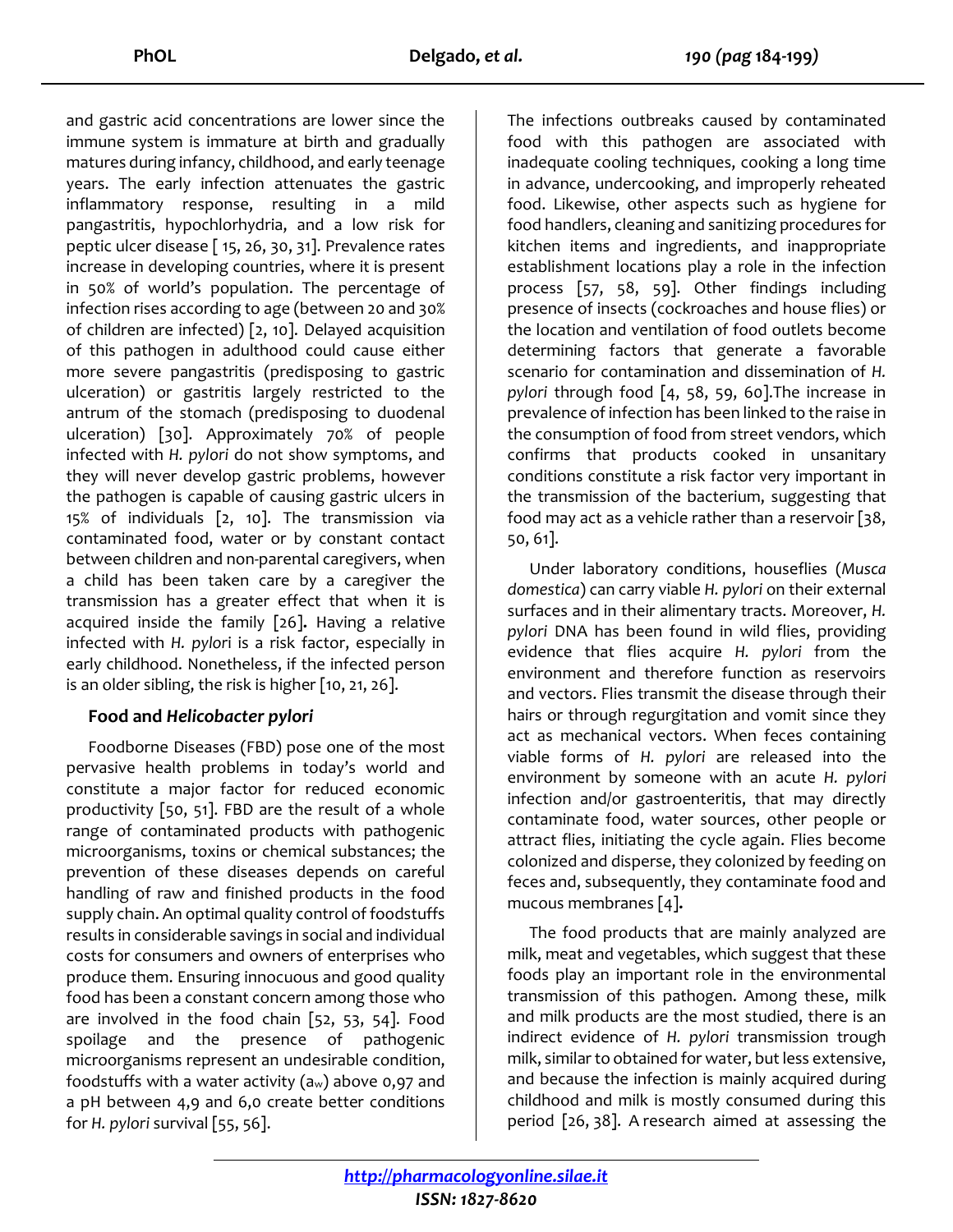and gastric acid concentrations are lower since the immune system is immature at birth and gradually matures during infancy, childhood, and early teenage years. The early infection attenuates the gastric inflammatory response, resulting in a mild pangastritis, hypochlorhydria, and a low risk for peptic ulcer disease [ 15, 26, 30, 31]. Prevalence rates increase in developing countries, where it is present in 50% of world's population. The percentage of infection rises according to age (between 20 and 30% of children are infected) [2, 10]. Delayed acquisition of this pathogen in adulthood could cause either more severe pangastritis (predisposing to gastric ulceration) or gastritis largely restricted to the antrum of the stomach (predisposing to duodenal ulceration) [30]. Approximately 70% of people infected with *H. pylori* do not show symptoms, and they will never develop gastric problems, however the pathogen is capable of causing gastric ulcers in 15% of individuals [2, 10]. The transmission via contaminated food, water or by constant contact between children and non-parental caregivers, when a child has been taken care by a caregiver the transmission has a greater effect that when it is acquired inside the family [26]. Having a relative infected with *H. pylori* is a risk factor, especially in early childhood. Nonetheless, if the infected person is an older sibling, the risk is higher [10, 21, 26].

## Food and *Helicobacter pylori*

Foodborne Diseases (FBD) pose one of the most pervasive health problems in today's world and constitute a major factor for reduced economic productivity [50, 51]. FBD are the result of a whole range of contaminated products with pathogenic microorganisms, toxins or chemical substances; the prevention of these diseases depends on careful handling of raw and finished products in the food supply chain. An optimal quality control of foodstuffs results in considerable savings in social and individual costs for consumers and owners of enterprises who produce them. Ensuring innocuous and good quality food has been a constant concern among those who are involved in the food chain [52, 53, 54]. Food spoilage and the presence of pathogenic microorganisms represent an undesirable condition, foodstuffs with a water activity ($a_w$) above 0,97 and a pH between 4,9 and 6,0 create better conditions for *H. pylori* survival [55, 56].

The infections outbreaks caused by contaminated food with this pathogen are associated with inadequate cooling techniques, cooking a long time in advance, undercooking, and improperly reheated food. Likewise, other aspects such as hygiene for food handlers, cleaning and sanitizing procedures for kitchen items and ingredients, and inappropriate establishment locations play a role in the infection process [57, 58, 59]. Other findings including presence of insects (cockroaches and house flies) or the location and ventilation of food outlets become determining factors that generate a favorable scenario for contamination and dissemination of *H. pylori* through food [4, 58, 59, 60].The increase in prevalence of infection has been linked to the raise in the consumption of food from street vendors, which confirms that products cooked in unsanitary conditions constitute a risk factor very important in the transmission of the bacterium, suggesting that food may act as a vehicle rather than a reservoir [38, 50, 61].

Under laboratory conditions, houseflies (*Musca domestica*) can carry viable *H. pylori* on their external surfaces and in their alimentary tracts. Moreover, *H. pylori* DNA has been found in wild flies, providing evidence that flies acquire *H. pylori* from the environment and therefore function as reservoirs and vectors. Flies transmit the disease through their hairs or through regurgitation and vomit since they act as mechanical vectors. When feces containing viable forms of *H. pylori* are released into the environment by someone with an acute *H. pylori* infection and/or gastroenteritis, that may directly contaminate food, water sources, other people or attract flies, initiating the cycle again. Flies become colonized and disperse, they colonized by feeding on feces and, subsequently, they contaminate food and mucous membranes [4].

The food products that are mainly analyzed are milk, meat and vegetables, which suggest that these foods play an important role in the environmental transmission of this pathogen. Among these, milk and milk products are the most studied, there is an indirect evidence of *H. pylori* transmission trough milk, similar to obtained for water, but less extensive, and because the infection is mainly acquired during childhood and milk is mostly consumed during this period [26, 38]. A research aimed at assessing the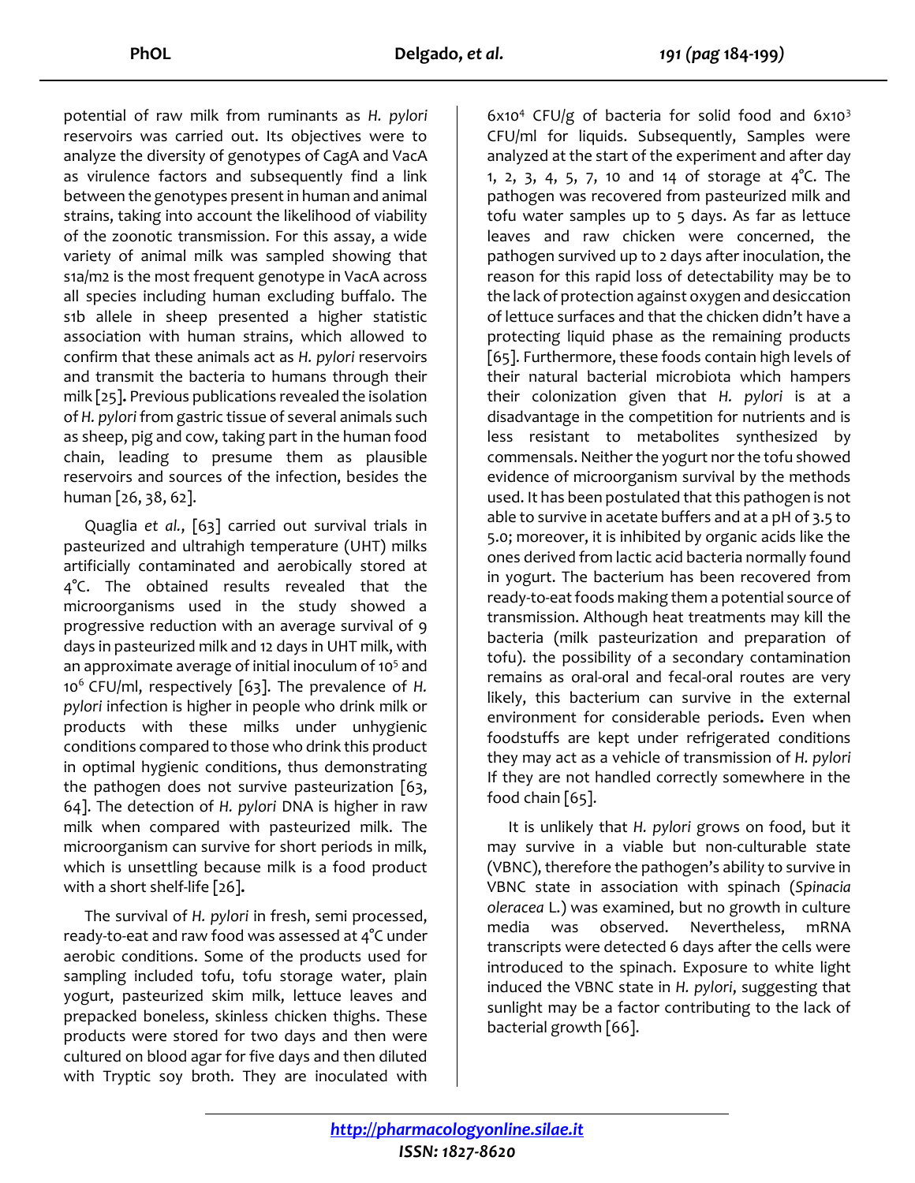potential of raw milk from ruminants as *H. pylori* reservoirs was carried out. Its objectives were to analyze the diversity of genotypes of CagA and VacA as virulence factors and subsequently find a link between the genotypes present in human and animal strains, taking into account the likelihood of viability of the zoonotic transmission. For this assay, a wide variety of animal milk was sampled showing that s1a/m2 is the most frequent genotype in VacA across all species including human excluding buffalo. The s1b allele in sheep presented a higher statistic association with human strains, which allowed to confirm that these animals act as *H. pylori* reservoirs and transmit the bacteria to humans through their milk [25]**.** Previous publications revealed the isolation of *H. pylori* from gastric tissue of several animals such as sheep, pig and cow, taking part in the human food chain, leading to presume them as plausible reservoirs and sources of the infection, besides the human [26, 38, 62].

Quaglia *et al.*, [63] carried out survival trials in pasteurized and ultrahigh temperature (UHT) milks artificially contaminated and aerobically stored at 4°C. The obtained results revealed that the microorganisms used in the study showed a progressive reduction with an average survival of 9 days in pasteurized milk and 12 days in UHT milk, with an approximate average of initial inoculum of $10^5$ and $10^6$ CFU/ml, respectively [63]. The prevalence of *H. pylori* infection is higher in people who drink milk or products with these milks under unhygienic conditions compared to those who drink this product in optimal hygienic conditions, thus demonstrating the pathogen does not survive pasteurization [63, 64]. The detection of *H. pylori* DNA is higher in raw milk when compared with pasteurized milk. The microorganism can survive for short periods in milk, which is unsettling because milk is a food product with a short shelf-life [26]**.**

The survival of *H. pylori* in fresh, semi processed, ready-to-eat and raw food was assessed at 4°C under aerobic conditions. Some of the products used for sampling included tofu, tofu storage water, plain yogurt, pasteurized skim milk, lettuce leaves and prepacked boneless, skinless chicken thighs. These products were stored for two days and then were cultured on blood agar for five days and then diluted with Tryptic soy broth. They are inoculated with $6\times10^4$ CFU/g of bacteria for solid food and $6\times10^3$ CFU/ml for liquids. Subsequently, Samples were analyzed at the start of the experiment and after day 1, 2, 3, 4, 5, 7, 10 and 14 of storage at 4°C. The pathogen was recovered from pasteurized milk and tofu water samples up to 5 days. As far as lettuce leaves and raw chicken were concerned, the pathogen survived up to 2 days after inoculation, the reason for this rapid loss of detectability may be to the lack of protection against oxygen and desiccation of lettuce surfaces and that the chicken didn't have a protecting liquid phase as the remaining products [65]. Furthermore, these foods contain high levels of their natural bacterial microbiota which hampers their colonization given that *H. pylori* is at a disadvantage in the competition for nutrients and is less resistant to metabolites synthesized by commensals. Neither the yogurt nor the tofu showed evidence of microorganism survival by the methods used. It has been postulated that this pathogen is not able to survive in acetate buffers and at a pH of 3.5 to 5.0; moreover, it is inhibited by organic acids like the ones derived from lactic acid bacteria normally found in yogurt. The bacterium has been recovered from ready-to-eat foods making them a potential source of transmission. Although heat treatments may kill the bacteria (milk pasteurization and preparation of tofu). the possibility of a secondary contamination remains as oral-oral and fecal-oral routes are very likely, this bacterium can survive in the external environment for considerable periods**.** Even when foodstuffs are kept under refrigerated conditions they may act as a vehicle of transmission of *H. pylori* If they are not handled correctly somewhere in the food chain [65].

It is unlikely that *H. pylori* grows on food, but it may survive in a viable but non-culturable state (VBNC), therefore the pathogen's ability to survive in VBNC state in association with spinach (*Spinacia oleracea* L.) was examined, but no growth in culture media was observed. Nevertheless, mRNA transcripts were detected 6 days after the cells were introduced to the spinach. Exposure to white light induced the VBNC state in *H. pylori*, suggesting that sunlight may be a factor contributing to the lack of bacterial growth [66].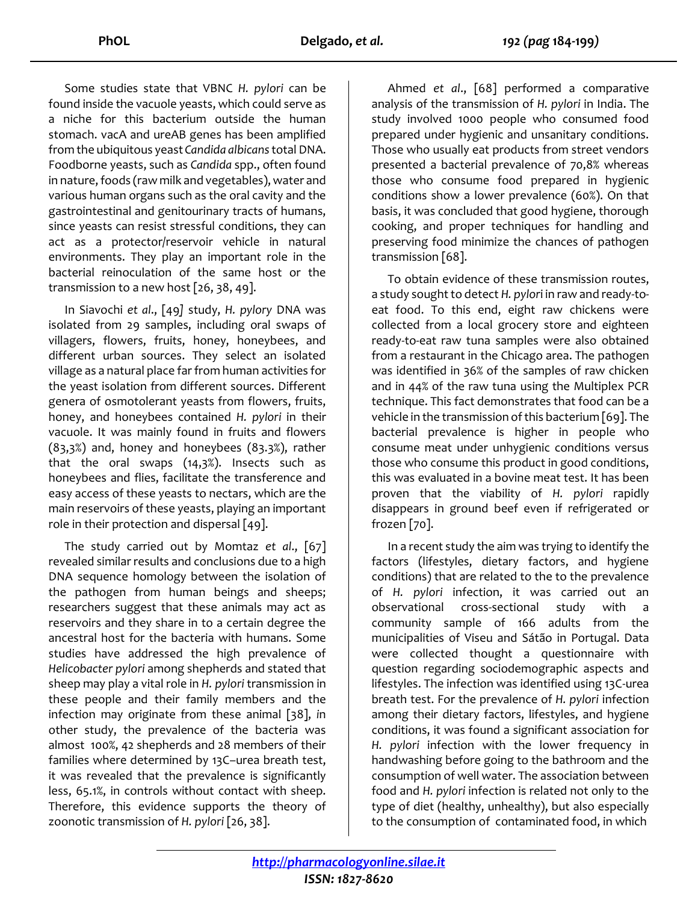Some studies state that VBNC *H. pylori* can be found inside the vacuole yeasts, which could serve as a niche for this bacterium outside the human stomach. vacA and ureAB genes has been amplified from the ubiquitous yeast *Candida albicans* total DNA. Foodborne yeasts, such as *Candida* spp., often found in nature, foods (raw milk and vegetables), water and various human organs such as the oral cavity and the gastrointestinal and genitourinary tracts of humans, since yeasts can resist stressful conditions, they can act as a protector/reservoir vehicle in natural environments. They play an important role in the bacterial reinoculation of the same host or the transmission to a new host [26, 38, 49].

In Siavochi *et al*., [49] study, *H. pylory* DNA was isolated from 29 samples, including oral swaps of villagers, flowers, fruits, honey, honeybees, and different urban sources. They select an isolated village as a natural place far from human activities for the yeast isolation from different sources. Different genera of osmotolerant yeasts from flowers, fruits, honey, and honeybees contained *H. pylori* in their vacuole. It was mainly found in fruits and flowers (83,3%) and, honey and honeybees (83.3%), rather that the oral swaps (14,3%). Insects such as honeybees and flies, facilitate the transference and easy access of these yeasts to nectars, which are the main reservoirs of these yeasts, playing an important role in their protection and dispersal [49].

The study carried out by Momtaz *et al*., [67] revealed similar results and conclusions due to a high DNA sequence homology between the isolation of the pathogen from human beings and sheeps; researchers suggest that these animals may act as reservoirs and they share in to a certain degree the ancestral host for the bacteria with humans. Some studies have addressed the high prevalence of *Helicobacter pylori* among shepherds and stated that sheep may play a vital role in *H. pylori* transmission in these people and their family members and the infection may originate from these animal [38], in other study, the prevalence of the bacteria was almost 100%, 42 shepherds and 28 members of their families where determined by 13C–urea breath test, it was revealed that the prevalence is significantly less, 65.1%, in controls without contact with sheep. Therefore, this evidence supports the theory of zoonotic transmission of *H. pylori* [26, 38].

Ahmed *et al*., [68] performed a comparative analysis of the transmission of *H. pylori* in India. The study involved 1000 people who consumed food prepared under hygienic and unsanitary conditions. Those who usually eat products from street vendors presented a bacterial prevalence of 70,8% whereas those who consume food prepared in hygienic conditions show a lower prevalence (60%). On that basis, it was concluded that good hygiene, thorough cooking, and proper techniques for handling and preserving food minimize the chances of pathogen transmission [68].

To obtain evidence of these transmission routes, a study sought to detect *H. pylori* in raw and ready-to-eat food. To this end, eight raw chickens were collected from a local grocery store and eighteen ready-to-eat raw tuna samples were also obtained from a restaurant in the Chicago area. The pathogen was identified in 36% of the samples of raw chicken and in 44% of the raw tuna using the Multiplex PCR technique. This fact demonstrates that food can be a vehicle in the transmission of this bacterium [69]. The bacterial prevalence is higher in people who consume meat under unhygienic conditions versus those who consume this product in good conditions, this was evaluated in a bovine meat test. It has been proven that the viability of *H. pylori* rapidly disappears in ground beef even if refrigerated or frozen [70].

In a recent study the aim was trying to identify the factors (lifestyles, dietary factors, and hygiene conditions) that are related to the to the prevalence of *H. pylori* infection, it was carried out an observational cross-sectional study with a community sample of 166 adults from the municipalities of Viseu and Sátão in Portugal. Data were collected thought a questionnaire with question regarding sociodemographic aspects and lifestyles. The infection was identified using 13C-urea breath test. For the prevalence of *H. pylori* infection among their dietary factors, lifestyles, and hygiene conditions, it was found a significant association for *H. pylori* infection with the lower frequency in handwashing before going to the bathroom and the consumption of well water. The association between food and *H. pylori* infection is related not only to the type of diet (healthy, unhealthy), but also especially to the consumption of contaminated food, in which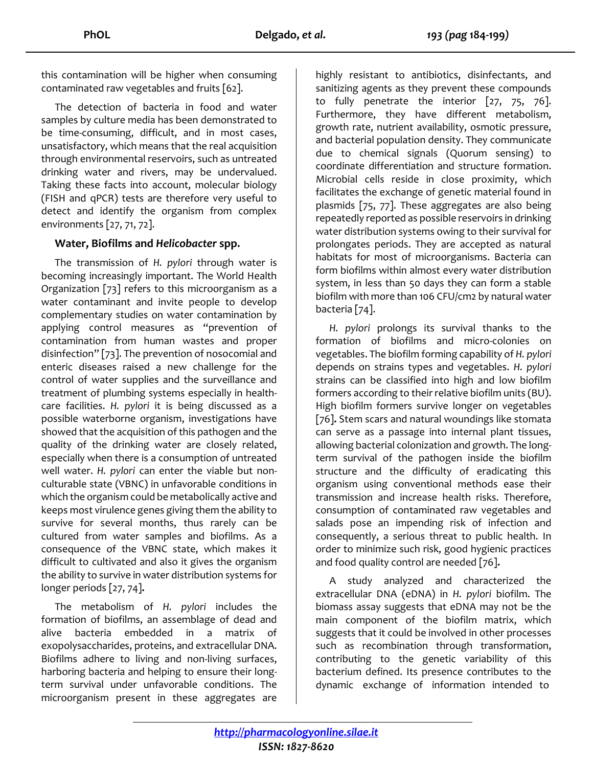this contamination will be higher when consuming contaminated raw vegetables and fruits [62].

The detection of bacteria in food and water samples by culture media has been demonstrated to be time-consuming, difficult, and in most cases, unsatisfactory, which means that the real acquisition through environmental reservoirs, such as untreated drinking water and rivers, may be undervalued. Taking these facts into account, molecular biology (FISH and qPCR) tests are therefore very useful to detect and identify the organism from complex environments [27, 71, 72].

### Water, Biofilms and *Helicobacter* spp.

The transmission of *H. pylori* through water is becoming increasingly important. The World Health Organization [73] refers to this microorganism as a water contaminant and invite people to develop complementary studies on water contamination by applying control measures as "prevention of contamination from human wastes and proper disinfection" [73]. The prevention of nosocomial and enteric diseases raised a new challenge for the control of water supplies and the surveillance and treatment of plumbing systems especially in health-care facilities. *H. pylori* it is being discussed as a possible waterborne organism, investigations have showed that the acquisition of this pathogen and the quality of the drinking water are closely related, especially when there is a consumption of untreated well water. *H. pylori* can enter the viable but non-culturable state (VBNC) in unfavorable conditions in which the organism could be metabolically active and keeps most virulence genes giving them the ability to survive for several months, thus rarely can be cultured from water samples and biofilms. As a consequence of the VBNC state, which makes it difficult to cultivated and also it gives the organism the ability to survive in water distribution systems for longer periods [27, 74].

The metabolism of *H. pylori* includes the formation of biofilms, an assemblage of dead and alive bacteria embedded in a matrix of exopolysaccharides, proteins, and extracellular DNA. Biofilms adhere to living and non-living surfaces, harboring bacteria and helping to ensure their long-term survival under unfavorable conditions. The microorganism present in these aggregates are highly resistant to antibiotics, disinfectants, and sanitizing agents as they prevent these compounds to fully penetrate the interior [27, 75, 76]. Furthermore, they have different metabolism, growth rate, nutrient availability, osmotic pressure, and bacterial population density. They communicate due to chemical signals (Quorum sensing) to coordinate differentiation and structure formation. Microbial cells reside in close proximity, which facilitates the exchange of genetic material found in plasmids [75, 77]. These aggregates are also being repeatedly reported as possible reservoirs in drinking water distribution systems owing to their survival for prolongates periods. They are accepted as natural habitats for most of microorganisms. Bacteria can form biofilms within almost every water distribution system, in less than 50 days they can form a stable biofilm with more than 106 CFU/cm2 by natural water bacteria [74].

*H. pylori* prolongs its survival thanks to the formation of biofilms and micro-colonies on vegetables. The biofilm forming capability of *H. pylori* depends on strains types and vegetables. *H. pylori* strains can be classified into high and low biofilm formers according to their relative biofilm units (BU). High biofilm formers survive longer on vegetables [76]. Stem scars and natural woundings like stomata can serve as a passage into internal plant tissues, allowing bacterial colonization and growth. The long-term survival of the pathogen inside the biofilm structure and the difficulty of eradicating this organism using conventional methods ease their transmission and increase health risks. Therefore, consumption of contaminated raw vegetables and salads pose an impending risk of infection and consequently, a serious threat to public health. In order to minimize such risk, good hygienic practices and food quality control are needed [76].

A study analyzed and characterized the extracellular DNA (eDNA) in *H. pylori* biofilm. The biomass assay suggests that eDNA may not be the main component of the biofilm matrix, which suggests that it could be involved in other processes such as recombination through transformation, contributing to the genetic variability of this bacterium defined. Its presence contributes to the dynamic exchange of information intended to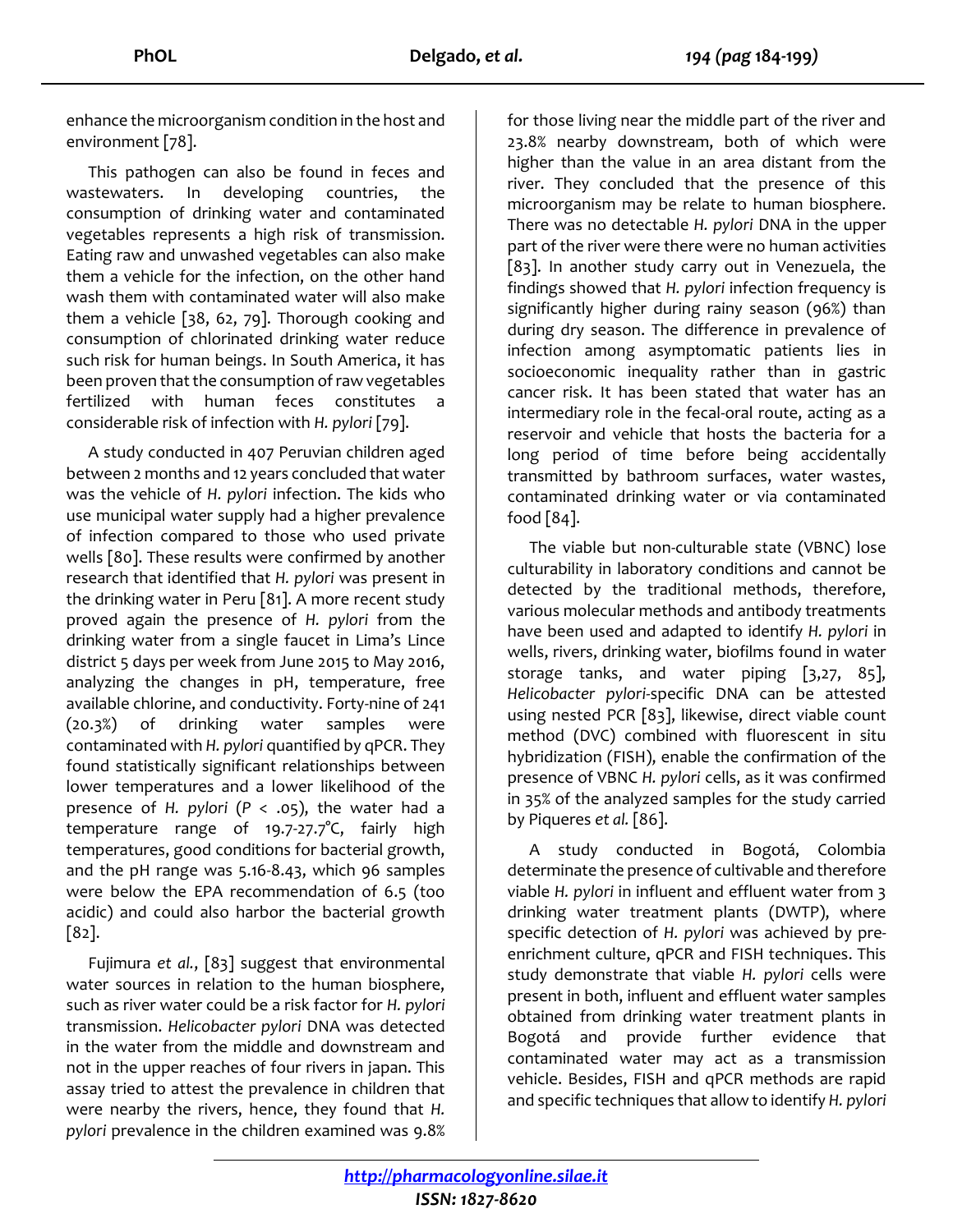enhance the microorganism condition in the host and environment [78].

This pathogen can also be found in feces and wastewaters. In developing countries, the consumption of drinking water and contaminated vegetables represents a high risk of transmission. Eating raw and unwashed vegetables can also make them a vehicle for the infection, on the other hand wash them with contaminated water will also make them a vehicle [38, 62, 79]. Thorough cooking and consumption of chlorinated drinking water reduce such risk for human beings. In South America, it has been proven that the consumption of raw vegetables fertilized with human feces constitutes a considerable risk of infection with *H. pylori* [79].

A study conducted in 407 Peruvian children aged between 2 months and 12 years concluded that water was the vehicle of *H. pylori* infection. The kids who use municipal water supply had a higher prevalence of infection compared to those who used private wells [80]. These results were confirmed by another research that identified that *H. pylori* was present in the drinking water in Peru [81]. A more recent study proved again the presence of *H. pylori* from the drinking water from a single faucet in Lima's Lince district 5 days per week from June 2015 to May 2016, analyzing the changes in pH, temperature, free available chlorine, and conductivity. Forty-nine of 241 (20.3%) of drinking water samples were contaminated with *H. pylori* quantified by qPCR. They found statistically significant relationships between lower temperatures and a lower likelihood of the presence of *H. pylori* ($P < .05$), the water had a temperature range of 19.7-27.7°C, fairly high temperatures, good conditions for bacterial growth, and the pH range was 5.16-8.43, which 96 samples were below the EPA recommendation of 6.5 (too acidic) and could also harbor the bacterial growth [82].

Fujimura *et al.*, [83] suggest that environmental water sources in relation to the human biosphere, such as river water could be a risk factor for *H. pylori* transmission. *Helicobacter pylori* DNA was detected in the water from the middle and downstream and not in the upper reaches of four rivers in japan. This assay tried to attest the prevalence in children that were nearby the rivers, hence, they found that *H. pylori* prevalence in the children examined was 9.8% for those living near the middle part of the river and 23.8% nearby downstream, both of which were higher than the value in an area distant from the river. They concluded that the presence of this microorganism may be relate to human biosphere. There was no detectable *H. pylori* DNA in the upper part of the river were there were no human activities [83]. In another study carry out in Venezuela, the findings showed that *H. pylori* infection frequency is significantly higher during rainy season (96%) than during dry season. The difference in prevalence of infection among asymptomatic patients lies in socioeconomic inequality rather than in gastric cancer risk. It has been stated that water has an intermediary role in the fecal-oral route, acting as a reservoir and vehicle that hosts the bacteria for a long period of time before being accidentally transmitted by bathroom surfaces, water wastes, contaminated drinking water or via contaminated food [84].

The viable but non-culturable state (VBNC) lose culturability in laboratory conditions and cannot be detected by the traditional methods, therefore, various molecular methods and antibody treatments have been used and adapted to identify *H. pylori* in wells, rivers, drinking water, biofilms found in water storage tanks, and water piping [3,27, 85], *Helicobacter pylori*-specific DNA can be attested using nested PCR [83], likewise, direct viable count method (DVC) combined with fluorescent in situ hybridization (FISH), enable the confirmation of the presence of VBNC *H. pylori* cells, as it was confirmed in 35% of the analyzed samples for the study carried by Piqueres *et al.* [86].

A study conducted in Bogotá, Colombia determinate the presence of cultivable and therefore viable *H. pylori* in influent and effluent water from 3 drinking water treatment plants (DWTP), where specific detection of *H. pylori* was achieved by pre-enrichment culture, qPCR and FISH techniques. This study demonstrate that viable *H. pylori* cells were present in both, influent and effluent water samples obtained from drinking water treatment plants in Bogotá and provide further evidence that contaminated water may act as a transmission vehicle. Besides, FISH and qPCR methods are rapid and specific techniques that allow to identify *H. pylori*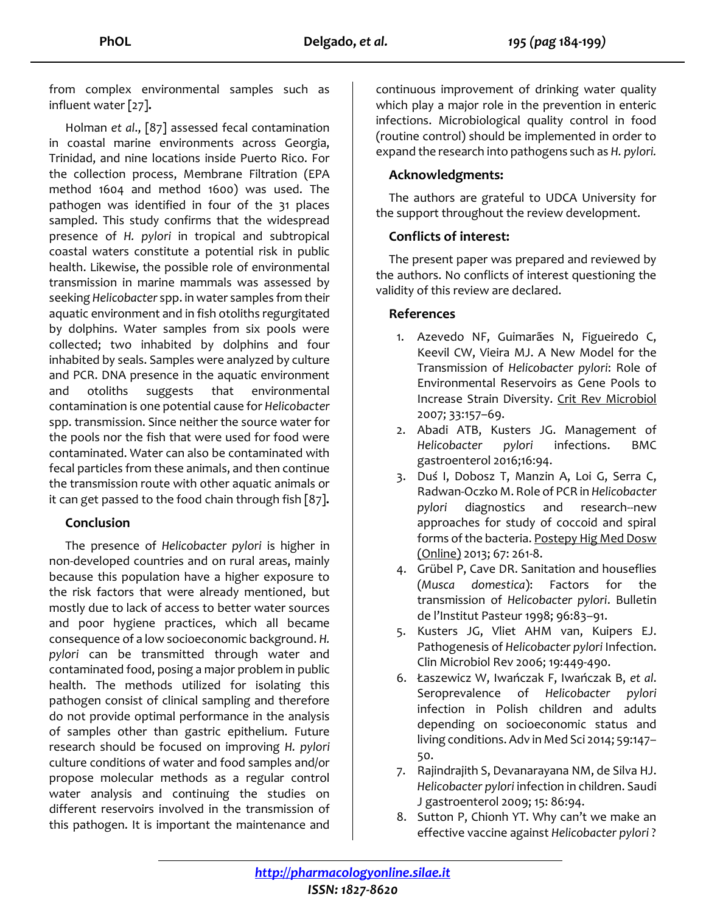from complex environmental samples such as influent water [27].

Holman *et al*., [87] assessed fecal contamination in coastal marine environments across Georgia, Trinidad, and nine locations inside Puerto Rico. For the collection process, Membrane Filtration (EPA method 1604 and method 1600) was used. The pathogen was identified in four of the 31 places sampled. This study confirms that the widespread presence of *H. pylori* in tropical and subtropical coastal waters constitute a potential risk in public health. Likewise, the possible role of environmental transmission in marine mammals was assessed by seeking *Helicobacter* spp. in water samples from their aquatic environment and in fish otoliths regurgitated by dolphins. Water samples from six pools were collected; two inhabited by dolphins and four inhabited by seals. Samples were analyzed by culture and PCR. DNA presence in the aquatic environment and otoliths suggests that environmental contamination is one potential cause for *Helicobacter* spp. transmission. Since neither the source water for the pools nor the fish that were used for food were contaminated. Water can also be contaminated with fecal particles from these animals, and then continue the transmission route with other aquatic animals or it can get passed to the food chain through fish [87].

## Conclusion

The presence of *Helicobacter pylori* is higher in non-developed countries and on rural areas, mainly because this population have a higher exposure to the risk factors that were already mentioned, but mostly due to lack of access to better water sources and poor hygiene practices, which all became consequence of a low socioeconomic background. *H. pylori* can be transmitted through water and contaminated food, posing a major problem in public health. The methods utilized for isolating this pathogen consist of clinical sampling and therefore do not provide optimal performance in the analysis of samples other than gastric epithelium. Future research should be focused on improving *H. pylori* culture conditions of water and food samples and/or propose molecular methods as a regular control water analysis and continuing the studies on different reservoirs involved in the transmission of this pathogen. It is important the maintenance and continuous improvement of drinking water quality which play a major role in the prevention in enteric infections. Microbiological quality control in food (routine control) should be implemented in order to expand the research into pathogens such as *H. pylori.*

## Acknowledgments:

The authors are grateful to UDCA University for the support throughout the review development.

## Conflicts of interest:

The present paper was prepared and reviewed by the authors. No conflicts of interest questioning the validity of this review are declared.

## References

1. Azevedo NF, Guimarães N, Figueiredo C, Keevil CW, Vieira MJ. A New Model for the Transmission of *Helicobacter pylori*: Role of Environmental Reservoirs as Gene Pools to Increase Strain Diversity. Crit Rev Microbiol 2007; 33:157–69.
2. Abadi ATB, Kusters JG. Management of *Helicobacter pylori* infections. BMC gastroenterol 2016;16:94.
3. Duś I, Dobosz T, Manzin A, Loi G, Serra C, Radwan-Oczko M. Role of PCR in *Helicobacter pylori* diagnostics and research--new approaches for study of coccoid and spiral forms of the bacteria. Postepy Hig Med Dosw (Online) 2013; 67: 261-8.
4. Grübel P, Cave DR. Sanitation and houseflies (*Musca domestica*): Factors for the transmission of *Helicobacter pylori*. Bulletin de l'Institut Pasteur 1998; 96:83–91.
5. Kusters JG, Vliet AHM van, Kuipers EJ. Pathogenesis of *Helicobacter pylori* Infection. Clin Microbiol Rev 2006; 19:449-490.
6. Łaszewicz W, Iwańczak F, Iwańczak B, *et al*. Seroprevalence of *Helicobacter pylori* infection in Polish children and adults depending on socioeconomic status and living conditions. Adv in Med Sci 2014; 59:147–50.
7. Rajindrajith S, Devanarayana NM, de Silva HJ. *Helicobacter pylori* infection in children. Saudi J gastroenterol 2009; 15: 86:94.
8. Sutton P, Chionh YT. Why can't we make an effective vaccine against *Helicobacter pylori* ?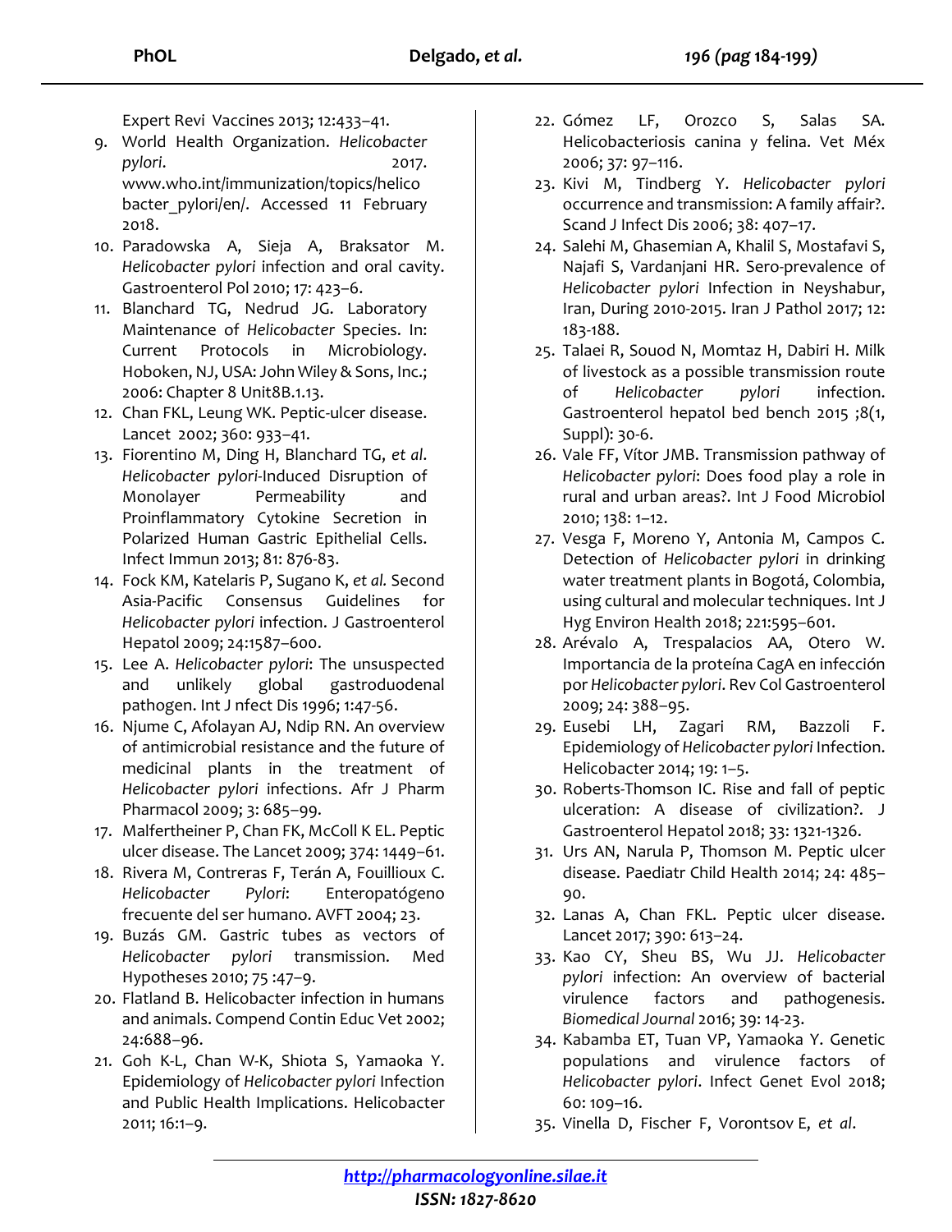Expert Revi Vaccines 2013; 12:433–41.

9. World Health Organization. *Helicobacter pylori*. 2017. www.who.int/immunization/topics/helicobacter_pylori/en/. Accessed 11 February 2018.
10. Paradowska A, Sieja A, Braksator M. *Helicobacter pylori* infection and oral cavity. Gastroenterol Pol 2010; 17: 423–6.
11. Blanchard TG, Nedrud JG. Laboratory Maintenance of *Helicobacter* Species. In: Current Protocols in Microbiology. Hoboken, NJ, USA: John Wiley & Sons, Inc.; 2006: Chapter 8 Unit8B.1.13.
12. Chan FKL, Leung WK. Peptic-ulcer disease. Lancet 2002; 360: 933–41.
13. Fiorentino M, Ding H, Blanchard TG, *et al.* *Helicobacter pylori*-Induced Disruption of Monolayer Permeability and Proinflammatory Cytokine Secretion in Polarized Human Gastric Epithelial Cells. Infect Immun 2013; 81: 876-83.
14. Fock KM, Katelaris P, Sugano K, *et al.* Second Asia-Pacific Consensus Guidelines for *Helicobacter pylori* infection. J Gastroenterol Hepatol 2009; 24:1587–600.
15. Lee A. *Helicobacter pylori*: The unsuspected and unlikely global gastroduodenal pathogen. Int J nfect Dis 1996; 1:47-56.
16. Njume C, Afolayan AJ, Ndip RN. An overview of antimicrobial resistance and the future of medicinal plants in the treatment of *Helicobacter pylori* infections. Afr J Pharm Pharmacol 2009; 3: 685–99.
17. Malfertheiner P, Chan FK, McColl K EL. Peptic ulcer disease. The Lancet 2009; 374: 1449–61.
18. Rivera M, Contreras F, Terán A, Fouillioux C. *Helicobacter Pylori*: Enteropatógeno frecuente del ser humano. AVFT 2004; 23.
19. Buzás GM. Gastric tubes as vectors of *Helicobacter pylori* transmission. Med Hypotheses 2010; 75 :47–9.
20. Flatland B. Helicobacter infection in humans and animals. Compend Contin Educ Vet 2002; 24:688–96.
21. Goh K-L, Chan W-K, Shiota S, Yamaoka Y. Epidemiology of *Helicobacter pylori* Infection and Public Health Implications. Helicobacter 2011; 16:1–9.
22. Gómez LF, Orozco S, Salas SA. Helicobacteriosis canina y felina. Vet Méx 2006; 37: 97–116.
23. Kivi M, Tindberg Y. *Helicobacter pylori* occurrence and transmission: A family affair?. Scand J Infect Dis 2006; 38: 407–17.
24. Salehi M, Ghasemian A, Khalil S, Mostafavi S, Najafi S, Vardanjani HR. Sero-prevalence of *Helicobacter pylori* Infection in Neyshabur, Iran, During 2010-2015. Iran J Pathol 2017; 12: 183-188.
25. Talaei R, Souod N, Momtaz H, Dabiri H. Milk of livestock as a possible transmission route of *Helicobacter pylori* infection. Gastroenterol hepatol bed bench 2015 ;8(1, Suppl): 30-6.
26. Vale FF, Vítor JMB. Transmission pathway of *Helicobacter pylori*: Does food play a role in rural and urban areas?. Int J Food Microbiol 2010; 138: 1–12.
27. Vesga F, Moreno Y, Antonia M, Campos C. Detection of *Helicobacter pylori* in drinking water treatment plants in Bogotá, Colombia, using cultural and molecular techniques. Int J Hyg Environ Health 2018; 221:595–601.
28. Arévalo A, Trespalacios AA, Otero W. Importancia de la proteína CagA en infección por *Helicobacter pylori*. Rev Col Gastroenterol 2009; 24: 388–95.
29. Eusebi LH, Zagari RM, Bazzoli F. Epidemiology of *Helicobacter pylori* Infection. Helicobacter 2014; 19: 1–5.
30. Roberts-Thomson IC. Rise and fall of peptic ulceration: A disease of civilization?. J Gastroenterol Hepatol 2018; 33: 1321-1326.
31. Urs AN, Narula P, Thomson M. Peptic ulcer disease. Paediatr Child Health 2014; 24: 485–90.
32. Lanas A, Chan FKL. Peptic ulcer disease. Lancet 2017; 390: 613–24.
33. Kao CY, Sheu BS, Wu JJ. *Helicobacter pylori* infection: An overview of bacterial virulence factors and pathogenesis. *Biomedical Journal* 2016; 39: 14-23.
34. Kabamba ET, Tuan VP, Yamaoka Y. Genetic populations and virulence factors of *Helicobacter pylori*. Infect Genet Evol 2018; 60: 109–16.
35. Vinella D, Fischer F, Vorontsov E, *et al*.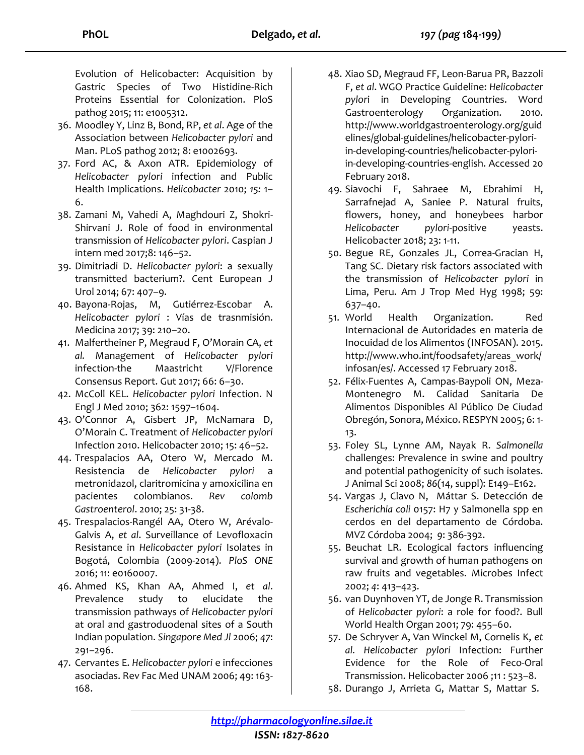Evolution of Helicobacter: Acquisition by Gastric Species of Two Histidine-Rich Proteins Essential for Colonization. PloS pathog 2015; 11: e1005312.

36. Moodley Y, Linz B, Bond, RP, *et al*. Age of the Association between *Helicobacter pylori* and Man. PLoS pathog 2012; 8: e1002693.
37. Ford AC, & Axon ATR. Epidemiology of *Helicobacter pylori* infection and Public Health Implications. *Helicobacter* 2010; *15:* 1–6.
38. Zamani M, Vahedi A, Maghdouri Z, Shokri-Shirvani J. Role of food in environmental transmission of *Helicobacter pylori*. Caspian J intern med 2017;8: 146–52.
39. Dimitriadi D. *Helicobacter pylori*: a sexually transmitted bacterium?. Cent European J Urol 2014; 67: 407–9.
40. Bayona-Rojas, M, Gutiérrez-Escobar A. *Helicobacter pylori* : Vías de trasnmisión. Medicina 2017; 39: 210–20.
41. Malfertheiner P, Megraud F, O'Morain CA, *et al.* Management of *Helicobacter pylori* infection-the Maastricht V/Florence Consensus Report. Gut 2017; 66: 6–30.
42. McColl KEL. *Helicobacter pylori* Infection. N Engl J Med 2010; 362: 1597–1604.
43. O'Connor A, Gisbert JP, McNamara D, O'Morain C. Treatment of *Helicobacter pylori* Infection 2010. Helicobacter 2010; 15: 46–52.
44. Trespalacios AA, Otero W, Mercado M. Resistencia de *Helicobacter pylori* a metronidazol, claritromicina y amoxicilina en pacientes colombianos. *Rev colomb Gastroenterol*. 2010; 25: 31-38.
45. Trespalacios-Rangél AA, Otero W, Arévalo-Galvis A, *et al*. Surveillance of Levofloxacin Resistance in *Helicobacter pylori* Isolates in Bogotá, Colombia (2009-2014). *PloS ONE* 2016; 11: e0160007.
46. Ahmed KS, Khan AA, Ahmed I, *et al*. Prevalence study to elucidate the transmission pathways of *Helicobacter pylori* at oral and gastroduodenal sites of a South Indian population. *Singapore Med Jl* 2006; *47*: 291–296.
47. Cervantes E. *Helicobacter pylori* e infecciones asociadas. Rev Fac Med UNAM 2006; 49: 163-168.
48. Xiao SD, Megraud FF, Leon-Barua PR, Bazzoli F, *et al*. WGO Practice Guideline: *Helicobacter pylori* in Developing Countries. Word Gastroenterology Organization. 2010. http://www.worldgastroenterology.org/guidelines/global-guidelines/helicobacter-pylori-in-developing-countries/helicobacter-pylori-in-developing-countries-english. Accessed 20 February 2018.
49. Siavochi F, Sahraee M, Ebrahimi H, Sarrafnejad A, Saniee P. Natural fruits, flowers, honey, and honeybees harbor *Helicobacter pylori*-positive yeasts. Helicobacter 2018; 23: 1-11.
50. Begue RE, Gonzales JL, Correa-Gracian H, Tang SC. Dietary risk factors associated with the transmission of *Helicobacter pylori* in Lima, Peru. Am J Trop Med Hyg 1998; 59: 637–40.
51. World Health Organization. Red Internacional de Autoridades en materia de Inocuidad de los Alimentos (INFOSAN). 2015. http://www.who.int/foodsafety/areas_work/infosan/es/. Accessed 17 February 2018.
52. Félix-Fuentes A, Campas-Baypoli ON, Meza-Montenegro M. Calidad Sanitaria De Alimentos Disponibles Al Público De Ciudad Obregón, Sonora, México. RESPYN 2005; 6: 1-13.
53. Foley SL, Lynne AM, Nayak R. *Salmonella* challenges: Prevalence in swine and poultry and potential pathogenicity of such isolates. J Animal Sci 2008; *86*(14, suppl): E149–E162.
54. Vargas J, Clavo N, Máttar S. Detección de *Escherichia coli* 0157: H7 y Salmonella spp en cerdos en del departamento de Córdoba. MVZ Córdoba 2004; 9: 386-392.
55. Beuchat LR. Ecological factors influencing survival and growth of human pathogens on raw fruits and vegetables. Microbes Infect 2002; *4*: 413–423.
56. van Duynhoven YT, de Jonge R. Transmission of *Helicobacter pylori*: a role for food?. Bull World Health Organ 2001; 79: 455–60.
57. De Schryver A, Van Winckel M, Cornelis K, *et al. Helicobacter pylori* Infection: Further Evidence for the Role of Feco-Oral Transmission. Helicobacter 2006 ;11 : 523–8.
58. Durango J, Arrieta G, Mattar S, Mattar S.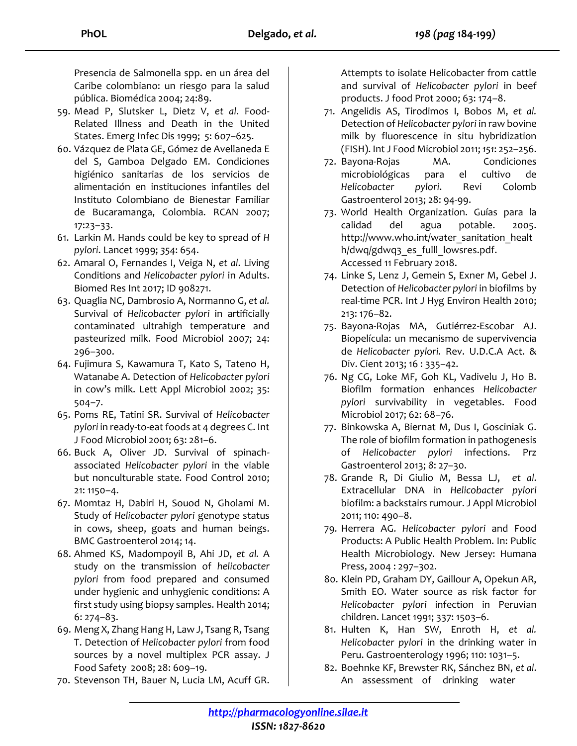Presencia de Salmonella spp. en un área del Caribe colombiano: un riesgo para la salud pública. Biomédica 2004; 24:89.

59. Mead P, Slutsker L, Dietz V, *et al*. Food-Related Illness and Death in the United States. Emerg Infec Dis 1999; *5*: 607–625.
60. Vázquez de Plata GE, Gómez de Avellaneda E del S, Gamboa Delgado EM. Condiciones higiénico sanitarias de los servicios de alimentación en instituciones infantiles del Instituto Colombiano de Bienestar Familiar de Bucaramanga, Colombia. RCAN 2007; 17:23–33.
61. Larkin M. Hands could be key to spread of *H pylori*. Lancet 1999; *354*: 654.
62. Amaral O, Fernandes I, Veiga N, *et al*. Living Conditions and *Helicobacter pylori* in Adults. Biomed Res Int 2017; ID 908271.
63. Quaglia NC, Dambrosio A, Normanno G, *et al.* Survival of *Helicobacter pylori* in artificially contaminated ultrahigh temperature and pasteurized milk. Food Microbiol 2007; 24: 296–300.
64. Fujimura S, Kawamura T, Kato S, Tateno H, Watanabe A. Detection of *Helicobacter pylori* in cow's milk. Lett Appl Microbiol 2002; 35: 504–7.
65. Poms RE, Tatini SR. Survival of *Helicobacter pylori* in ready-to-eat foods at 4 degrees C. Int J Food Microbiol 2001; 63: 281–6.
66. Buck A, Oliver JD. Survival of spinach-associated *Helicobacter pylori* in the viable but nonculturable state. Food Control 2010; 21: 1150–4.
67. Momtaz H, Dabiri H, Souod N, Gholami M. Study of *Helicobacter pylori* genotype status in cows, sheep, goats and human beings. BMC Gastroenterol 2014; 14.
68. Ahmed KS, Madompoyil B, Ahi JD, *et al.* A study on the transmission of *helicobacter pylori* from food prepared and consumed under hygienic and unhygienic conditions: A first study using biopsy samples. Health 2014; 6: 274–83.
69. Meng X, Zhang Hang H, Law J, Tsang R, Tsang T. Detection of *Helicobacter pylori* from food sources by a novel multiplex PCR assay. J Food Safety 2008; 28: 609–19.
70. Stevenson TH, Bauer N, Lucia LM, Acuff GR. Attempts to isolate Helicobacter from cattle and survival of *Helicobacter pylori* in beef products. J food Prot 2000; 63: 174–8.
71. Angelidis AS, Tirodimos I, Bobos M, *et al.* Detection of *Helicobacter pylori* in raw bovine milk by fluorescence in situ hybridization (FISH). Int J Food Microbiol 2011; *151*: 252–256.
72. Bayona-Rojas MA. Condiciones microbiológicas para el cultivo de *Helicobacter pylori*. Revi Colomb Gastroenterol 2013; 28: 94-99.
73. World Health Organization. Guías para la calidad del agua potable. 2005. http://www.who.int/water_sanitation_health/dwq/gdwq3_es_fulll_lowsres.pdf. Accessed 11 February 2018.
74. Linke S, Lenz J, Gemein S, Exner M, Gebel J. Detection of *Helicobacter pylori* in biofilms by real-time PCR. Int J Hyg Environ Health 2010; 213: 176–82.
75. Bayona-Rojas MA, Gutiérrez-Escobar AJ. Biopelícula: un mecanismo de supervivencia de *Helicobacter pylori.* Rev. U.D.C.A Act. & Div. Cient 2013; 16 : 335–42.
76. Ng CG, Loke MF, Goh KL, Vadivelu J, Ho B. Biofilm formation enhances *Helicobacter pylori* survivability in vegetables. Food Microbiol 2017; 62: 68–76.
77. Binkowska A, Biernat M, Dus I, Gosciniak G. The role of biofilm formation in pathogenesis of *Helicobacter pylori* infections. Prz Gastroenterol 2013; 8: 27–30.
78. Grande R, Di Giulio M, Bessa LJ, *et al.* Extracellular DNA in *Helicobacter pylori* biofilm: a backstairs rumour. J Appl Microbiol 2011; 110: 490–8.
79. Herrera AG. *Helicobacter pylori* and Food Products: A Public Health Problem. In: Public Health Microbiology. New Jersey: Humana Press, 2004 : 297–302.
80. Klein PD, Graham DY, Gaillour A, Opekun AR, Smith EO. Water source as risk factor for *Helicobacter pylori* infection in Peruvian children. Lancet 1991; 337: 1503–6.
81. Hulten K, Han SW, Enroth H, *et al. Helicobacter pylori* in the drinking water in Peru. Gastroenterology 1996; 110: 1031–5.
82. Boehnke KF, Brewster RK, Sánchez BN, *et al*. An assessment of drinking water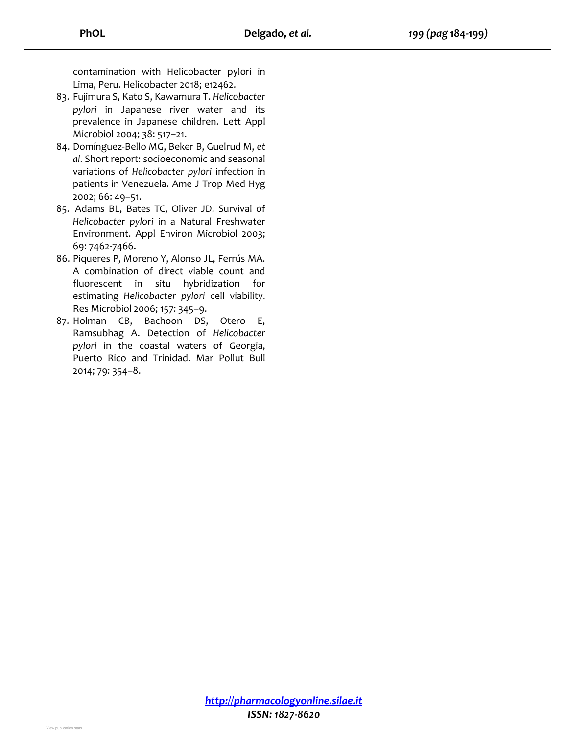contamination with Helicobacter pylori in Lima, Peru. Helicobacter 2018; e12462.

83. Fujimura S, Kato S, Kawamura T. *Helicobacter pylori* in Japanese river water and its prevalence in Japanese children. Lett Appl Microbiol 2004; 38: 517–21.
84. Domínguez-Bello MG, Beker B, Guelrud M, *et al*. Short report: socioeconomic and seasonal variations of *Helicobacter pylori* infection in patients in Venezuela. Ame J Trop Med Hyg 2002; 66: 49–51.
85. Adams BL, Bates TC, Oliver JD. Survival of *Helicobacter pylori* in a Natural Freshwater Environment. Appl Environ Microbiol 2003; 69: 7462-7466.
86. Piqueres P, Moreno Y, Alonso JL, Ferrús MA. A combination of direct viable count and fluorescent in situ hybridization for estimating *Helicobacter pylori* cell viability. Res Microbiol 2006; 157: 345–9.
87. Holman CB, Bachoon DS, Otero E, Ramsubhag A. Detection of *Helicobacter pylori* in the coastal waters of Georgia, Puerto Rico and Trinidad. Mar Pollut Bull 2014; 79: 354–8.